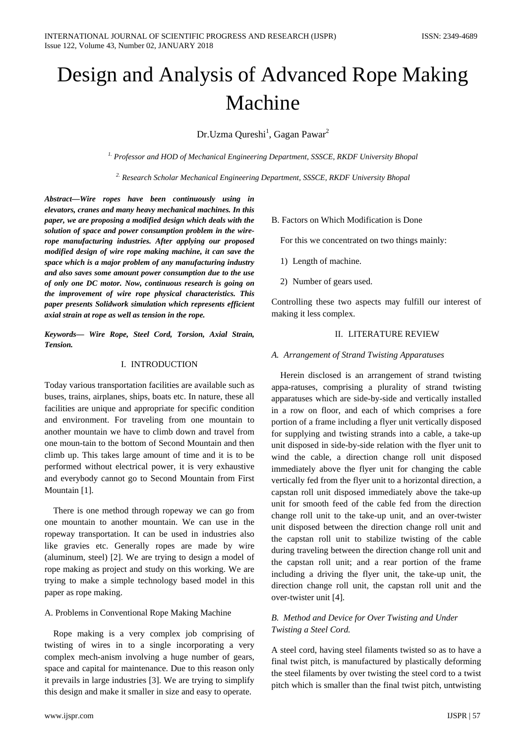# Design and Analysis of Advanced Rope Making Machine

Dr.Uzma Qureshi[1], Gagan Pawar[2]

*[1.] Professor and HOD of Mechanical Engineering Department, SSSCE, RKDF University Bhopal*

*[2.] Research Scholar Mechanical Engineering Department, SSSCE, RKDF University Bhopal*

***Abstract—Wire ropes have been continuously using in elevators, cranes and many heavy mechanical machines. In this paper, we are proposing a modified design which deals with the solution of space and power consumption problem in the wire-rope manufacturing industries. After applying our proposed modified design of wire rope making machine, it can save the space which is a major problem of any manufacturing industry and also saves some amount power consumption due to the use of only one DC motor. Now, continuous research is going on the improvement of wire rope physical characteristics. This paper presents Solidwork simulation which represents efficient axial strain at rope as well as tension in the rope.***

***Keywords— Wire Rope, Steel Cord, Torsion, Axial Strain, Tension.***

## I. INTRODUCTION

Today various transportation facilities are available such as buses, trains, airplanes, ships, boats etc. In nature, these all facilities are unique and appropriate for specific condition and environment. For traveling from one mountain to another mountain we have to climb down and travel from one moun-tain to the bottom of Second Mountain and then climb up. This takes large amount of time and it is to be performed without electrical power, it is very exhaustive and everybody cannot go to Second Mountain from First Mountain [1].

There is one method through ropeway we can go from one mountain to another mountain. We can use in the ropeway transportation. It can be used in industries also like gravies etc. Generally ropes are made by wire (aluminum, steel) [2]. We are trying to design a model of rope making as project and study on this working. We are trying to make a simple technology based model in this paper as rope making.

### A. Problems in Conventional Rope Making Machine

Rope making is a very complex job comprising of twisting of wires in to a single incorporating a very complex mech-anism involving a huge number of gears, space and capital for maintenance. Due to this reason only it prevails in large industries [3]. We are trying to simplify this design and make it smaller in size and easy to operate.

### B. Factors on Which Modification is Done

For this we concentrated on two things mainly:

1) Length of machine.
2) Number of gears used.

Controlling these two aspects may fulfill our interest of making it less complex.

## II. LITERATURE REVIEW

### *A. Arrangement of Strand Twisting Apparatuses*

Herein disclosed is an arrangement of strand twisting appa-ratuses, comprising a plurality of strand twisting apparatuses which are side-by-side and vertically installed in a row on floor, and each of which comprises a fore portion of a frame including a flyer unit vertically disposed for supplying and twisting strands into a cable, a take-up unit disposed in side-by-side relation with the flyer unit to wind the cable, a direction change roll unit disposed immediately above the flyer unit for changing the cable vertically fed from the flyer unit to a horizontal direction, a capstan roll unit disposed immediately above the take-up unit for smooth feed of the cable fed from the direction change roll unit to the take-up unit, and an over-twister unit disposed between the direction change roll unit and the capstan roll unit to stabilize twisting of the cable during traveling between the direction change roll unit and the capstan roll unit; and a rear portion of the frame including a driving the flyer unit, the take-up unit, the direction change roll unit, the capstan roll unit and the over-twister unit [4].

### *B. Method and Device for Over Twisting and Under Twisting a Steel Cord.*

A steel cord, having steel filaments twisted so as to have a final twist pitch, is manufactured by plastically deforming the steel filaments by over twisting the steel cord to a twist pitch which is smaller than the final twist pitch, untwisting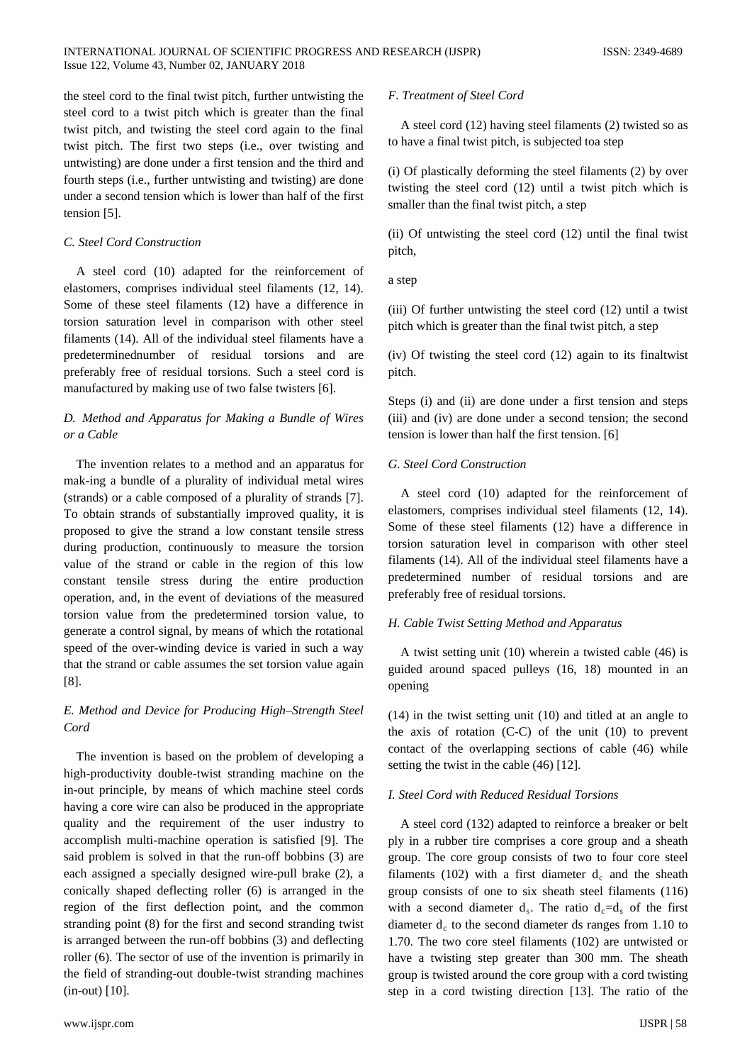the steel cord to the final twist pitch, further untwisting the steel cord to a twist pitch which is greater than the final twist pitch, and twisting the steel cord again to the final twist pitch. The first two steps (i.e., over twisting and untwisting) are done under a first tension and the third and fourth steps (i.e., further untwisting and twisting) are done under a second tension which is lower than half of the first tension [5].

### *C. Steel Cord Construction*

A steel cord (10) adapted for the reinforcement of elastomers, comprises individual steel filaments (12, 14). Some of these steel filaments (12) have a difference in torsion saturation level in comparison with other steel filaments (14). All of the individual steel filaments have a predeterminednumber of residual torsions and are preferably free of residual torsions. Such a steel cord is manufactured by making use of two false twisters [6].

### *D. Method and Apparatus for Making a Bundle of Wires or a Cable*

The invention relates to a method and an apparatus for mak-ing a bundle of a plurality of individual metal wires (strands) or a cable composed of a plurality of strands [7]. To obtain strands of substantially improved quality, it is proposed to give the strand a low constant tensile stress during production, continuously to measure the torsion value of the strand or cable in the region of this low constant tensile stress during the entire production operation, and, in the event of deviations of the measured torsion value from the predetermined torsion value, to generate a control signal, by means of which the rotational speed of the over-winding device is varied in such a way that the strand or cable assumes the set torsion value again [8].

### *E. Method and Device for Producing High–Strength Steel Cord*

The invention is based on the problem of developing a high-productivity double-twist stranding machine on the in-out principle, by means of which machine steel cords having a core wire can also be produced in the appropriate quality and the requirement of the user industry to accomplish multi-machine operation is satisfied [9]. The said problem is solved in that the run-off bobbins (3) are each assigned a specially designed wire-pull brake (2), a conically shaped deflecting roller (6) is arranged in the region of the first deflection point, and the common stranding point (8) for the first and second stranding twist is arranged between the run-off bobbins (3) and deflecting roller (6). The sector of use of the invention is primarily in the field of stranding-out double-twist stranding machines (in-out) [10].

### *F. Treatment of Steel Cord*

A steel cord (12) having steel filaments (2) twisted so as to have a final twist pitch, is subjected toa step

(i) Of plastically deforming the steel filaments (2) by over twisting the steel cord (12) until a twist pitch which is smaller than the final twist pitch, a step

(ii) Of untwisting the steel cord (12) until the final twist pitch,

a step

(iii) Of further untwisting the steel cord (12) until a twist pitch which is greater than the final twist pitch, a step

(iv) Of twisting the steel cord (12) again to its finaltwist pitch.

Steps (i) and (ii) are done under a first tension and steps (iii) and (iv) are done under a second tension; the second tension is lower than half the first tension. [6]

### *G. Steel Cord Construction*

A steel cord (10) adapted for the reinforcement of elastomers, comprises individual steel filaments (12, 14). Some of these steel filaments (12) have a difference in torsion saturation level in comparison with other steel filaments (14). All of the individual steel filaments have a predetermined number of residual torsions and are preferably free of residual torsions.

### *H. Cable Twist Setting Method and Apparatus*

A twist setting unit (10) wherein a twisted cable (46) is guided around spaced pulleys (16, 18) mounted in an opening

(14) in the twist setting unit (10) and titled at an angle to the axis of rotation (C-C) of the unit (10) to prevent contact of the overlapping sections of cable (46) while setting the twist in the cable (46) [12].

### *I. Steel Cord with Reduced Residual Torsions*

A steel cord (132) adapted to reinforce a breaker or belt ply in a rubber tire comprises a core group and a sheath group. The core group consists of two to four core steel filaments (102) with a first diameter $d_c$ and the sheath group consists of one to six sheath steel filaments (116) with a second diameter $d_s$. The ratio $d_c = d_s$ of the first diameter $d_c$ to the second diameter ds ranges from 1.10 to 1.70. The two core steel filaments (102) are untwisted or have a twisting step greater than 300 mm. The sheath group is twisted around the core group with a cord twisting step in a cord twisting direction [13]. The ratio of the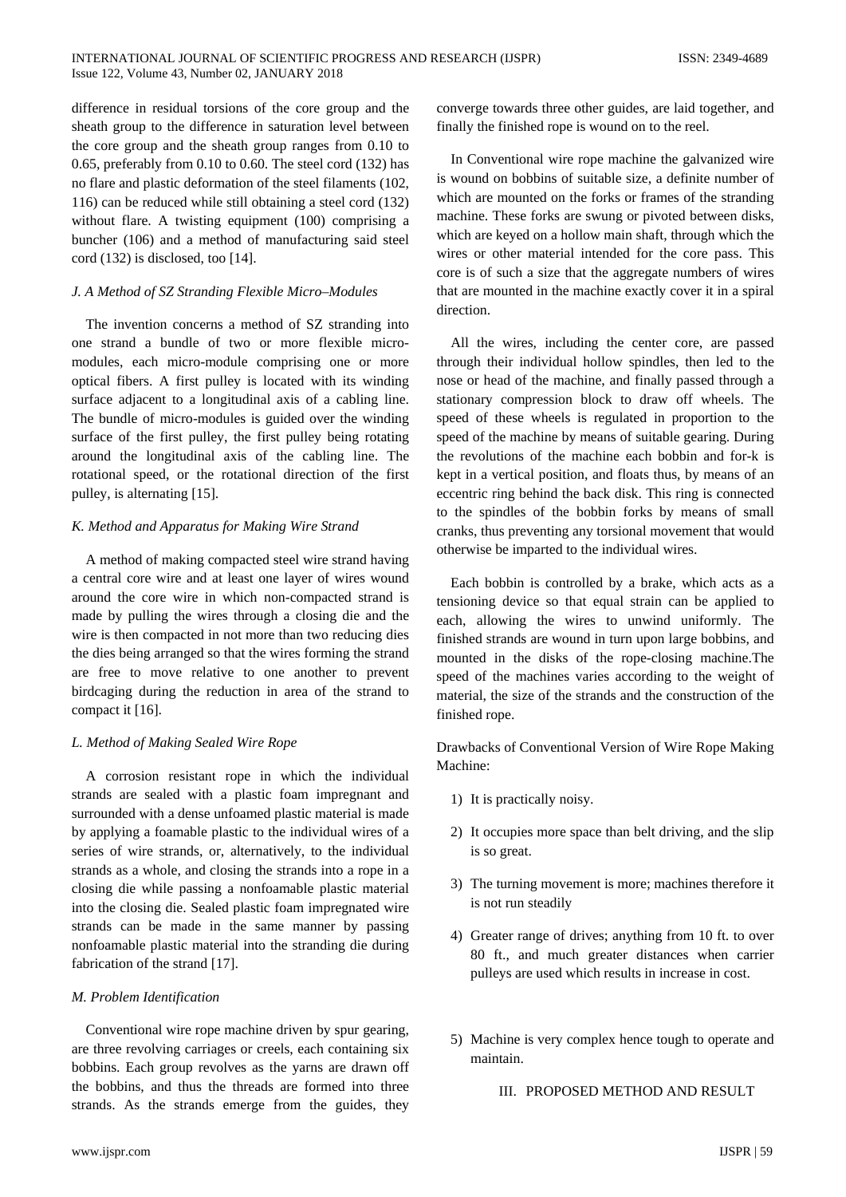difference in residual torsions of the core group and the sheath group to the difference in saturation level between the core group and the sheath group ranges from 0.10 to 0.65, preferably from 0.10 to 0.60. The steel cord (132) has no flare and plastic deformation of the steel filaments (102, 116) can be reduced while still obtaining a steel cord (132) without flare. A twisting equipment (100) comprising a buncher (106) and a method of manufacturing said steel cord (132) is disclosed, too [14].

### *J. A Method of SZ Stranding Flexible Micro–Modules*

The invention concerns a method of SZ stranding into one strand a bundle of two or more flexible micro-modules, each micro-module comprising one or more optical fibers. A first pulley is located with its winding surface adjacent to a longitudinal axis of a cabling line. The bundle of micro-modules is guided over the winding surface of the first pulley, the first pulley being rotating around the longitudinal axis of the cabling line. The rotational speed, or the rotational direction of the first pulley, is alternating [15].

### *K. Method and Apparatus for Making Wire Strand*

A method of making compacted steel wire strand having a central core wire and at least one layer of wires wound around the core wire in which non-compacted strand is made by pulling the wires through a closing die and the wire is then compacted in not more than two reducing dies the dies being arranged so that the wires forming the strand are free to move relative to one another to prevent birdcaging during the reduction in area of the strand to compact it [16].

### *L. Method of Making Sealed Wire Rope*

A corrosion resistant rope in which the individual strands are sealed with a plastic foam impregnant and surrounded with a dense unfoamed plastic material is made by applying a foamable plastic to the individual wires of a series of wire strands, or, alternatively, to the individual strands as a whole, and closing the strands into a rope in a closing die while passing a nonfoamable plastic material into the closing die. Sealed plastic foam impregnated wire strands can be made in the same manner by passing nonfoamable plastic material into the stranding die during fabrication of the strand [17].

### *M. Problem Identification*

Conventional wire rope machine driven by spur gearing, are three revolving carriages or creels, each containing six bobbins. Each group revolves as the yarns are drawn off the bobbins, and thus the threads are formed into three strands. As the strands emerge from the guides, they converge towards three other guides, are laid together, and finally the finished rope is wound on to the reel.

In Conventional wire rope machine the galvanized wire is wound on bobbins of suitable size, a definite number of which are mounted on the forks or frames of the stranding machine. These forks are swung or pivoted between disks, which are keyed on a hollow main shaft, through which the wires or other material intended for the core pass. This core is of such a size that the aggregate numbers of wires that are mounted in the machine exactly cover it in a spiral direction.

All the wires, including the center core, are passed through their individual hollow spindles, then led to the nose or head of the machine, and finally passed through a stationary compression block to draw off wheels. The speed of these wheels is regulated in proportion to the speed of the machine by means of suitable gearing. During the revolutions of the machine each bobbin and for-k is kept in a vertical position, and floats thus, by means of an eccentric ring behind the back disk. This ring is connected to the spindles of the bobbin forks by means of small cranks, thus preventing any torsional movement that would otherwise be imparted to the individual wires.

Each bobbin is controlled by a brake, which acts as a tensioning device so that equal strain can be applied to each, allowing the wires to unwind uniformly. The finished strands are wound in turn upon large bobbins, and mounted in the disks of the rope-closing machine.The speed of the machines varies according to the weight of material, the size of the strands and the construction of the finished rope.

Drawbacks of Conventional Version of Wire Rope Making Machine:

1) It is practically noisy.
2) It occupies more space than belt driving, and the slip is so great.
3) The turning movement is more; machines therefore it is not run steadily
4) Greater range of drives; anything from 10 ft. to over 80 ft., and much greater distances when carrier pulleys are used which results in increase in cost.
5) Machine is very complex hence tough to operate and maintain.

## III. PROPOSED METHOD AND RESULT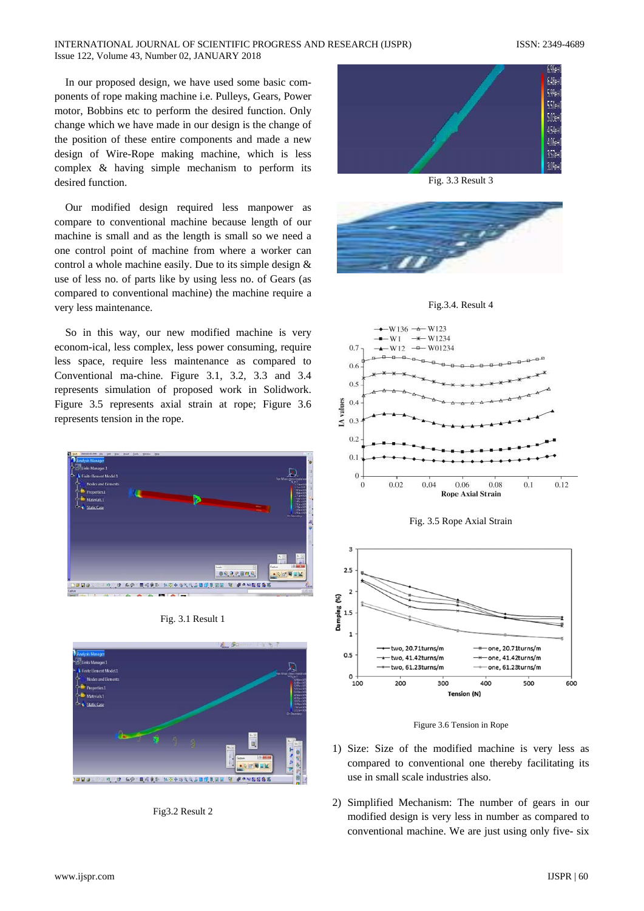In our proposed design, we have used some basic components of rope making machine i.e. Pulleys, Gears, Power motor, Bobbins etc to perform the desired function. Only change which we have made in our design is the change of the position of these entire components and made a new design of Wire-Rope making machine, which is less complex & having simple mechanism to perform its desired function.

Our modified design required less manpower as compare to conventional machine because length of our machine is small and as the length is small so we need a one control point of machine from where a worker can control a whole machine easily. Due to its simple design & use of less no. of parts like by using less no. of Gears (as compared to conventional machine) the machine require a very less maintenance.

So in this way, our new modified machine is very econom-ical, less complex, less power consuming, require less space, require less maintenance as compared to Conventional ma-chine. Figure 3.1, 3.2, 3.3 and 3.4 represents simulation of proposed work in Solidwork. Figure 3.5 represents axial strain at rope; Figure 3.6 represents tension in the rope.

Fig. 3.1 Result 1

Fig3.2 Result 2

Fig. 3.3 Result 3

Fig.3.4. Result 4

Fig. 3.5 Rope Axial Strain

Figure 3.6 Tension in Rope

1) Size: Size of the modified machine is very less as compared to conventional one thereby facilitating its use in small scale industries also.

2) Simplified Mechanism: The number of gears in our modified design is very less in number as compared to conventional machine. We are just using only five- six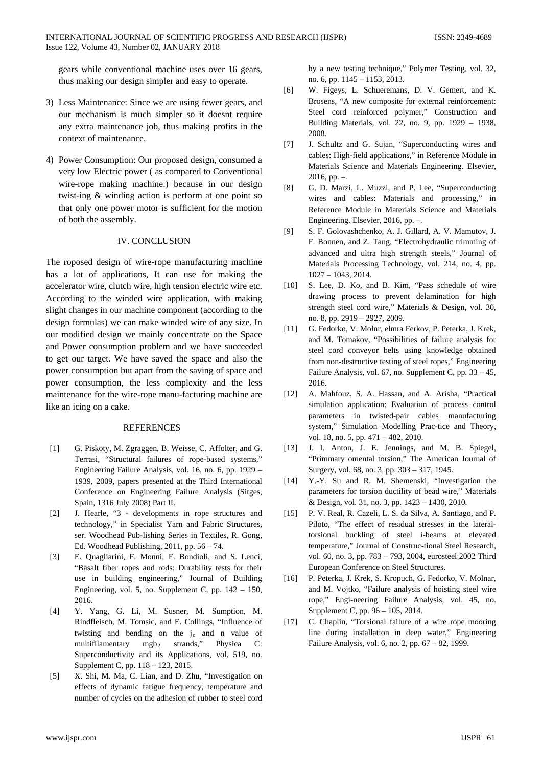gears while conventional machine uses over 16 gears, thus making our design simpler and easy to operate.

3) Less Maintenance: Since we are using fewer gears, and our mechanism is much simpler so it doesnt require any extra maintenance job, thus making profits in the context of maintenance.

4) Power Consumption: Our proposed design, consumed a very low Electric power ( as compared to Conventional wire-rope making machine.) because in our design twist-ing & winding action is perform at one point so that only one power motor is sufficient for the motion of both the assembly.

## IV. CONCLUSION

The roposed design of wire-rope manufacturing machine has a lot of applications, It can use for making the accelerator wire, clutch wire, high tension electric wire etc. According to the winded wire application, with making slight changes in our machine component (according to the design formulas) we can make winded wire of any size. In our modified design we mainly concentrate on the Space and Power consumption problem and we have succeeded to get our target. We have saved the space and also the power consumption but apart from the saving of space and power consumption, the less complexity and the less maintenance for the wire-rope manu-facturing machine are like an icing on a cake.

## REFERENCES

[1] G. Piskoty, M. Zgraggen, B. Weisse, C. Affolter, and G. Terrasi, "Structural failures of rope-based systems," Engineering Failure Analysis, vol. 16, no. 6, pp. 1929 – 1939, 2009, papers presented at the Third International Conference on Engineering Failure Analysis (Sitges, Spain, 1316 July 2008) Part II.

[2] J. Hearle, "3 - developments in rope structures and technology," in Specialist Yarn and Fabric Structures, ser. Woodhead Pub-lishing Series in Textiles, R. Gong, Ed. Woodhead Publishing, 2011, pp. 56 – 74.

[3] E. Quagliarini, F. Monni, F. Bondioli, and S. Lenci, "Basalt fiber ropes and rods: Durability tests for their use in building engineering," Journal of Building Engineering, vol. 5, no. Supplement C, pp. 142 – 150, 2016.

[4] Y. Yang, G. Li, M. Susner, M. Sumption, M. Rindfleisch, M. Tomsic, and E. Collings, "Influence of twisting and bending on the $j_c$ and n value of multifilamentary $mgb_2$ strands," Physica C: Superconductivity and its Applications, vol. 519, no. Supplement C, pp. 118 – 123, 2015.

[5] X. Shi, M. Ma, C. Lian, and D. Zhu, "Investigation on effects of dynamic fatigue frequency, temperature and number of cycles on the adhesion of rubber to steel cord by a new testing technique," Polymer Testing, vol. 32, no. 6, pp. 1145 – 1153, 2013.

[6] W. Figeys, L. Schueremans, D. V. Gemert, and K. Brosens, "A new composite for external reinforcement: Steel cord reinforced polymer," Construction and Building Materials, vol. 22, no. 9, pp. 1929 – 1938, 2008.

[7] J. Schultz and G. Sujan, "Superconducting wires and cables: High-field applications," in Reference Module in Materials Science and Materials Engineering. Elsevier, 2016, pp. –.

[8] G. D. Marzi, L. Muzzi, and P. Lee, "Superconducting wires and cables: Materials and processing," in Reference Module in Materials Science and Materials Engineering. Elsevier, 2016, pp. –.

[9] S. F. Golovashchenko, A. J. Gillard, A. V. Mamutov, J. F. Bonnen, and Z. Tang, "Electrohydraulic trimming of advanced and ultra high strength steels," Journal of Materials Processing Technology, vol. 214, no. 4, pp. 1027 – 1043, 2014.

[10] S. Lee, D. Ko, and B. Kim, "Pass schedule of wire drawing process to prevent delamination for high strength steel cord wire," Materials & Design, vol. 30, no. 8, pp. 2919 – 2927, 2009.

[11] G. Fedorko, V. Molnr, elmra Ferkov, P. Peterka, J. Krek, and M. Tomakov, "Possibilities of failure analysis for steel cord conveyor belts using knowledge obtained from non-destructive testing of steel ropes," Engineering Failure Analysis, vol. 67, no. Supplement C, pp. 33 – 45, 2016.

[12] A. Mahfouz, S. A. Hassan, and A. Arisha, "Practical simulation application: Evaluation of process control parameters in twisted-pair cables manufacturing system," Simulation Modelling Prac-tice and Theory, vol. 18, no. 5, pp. 471 – 482, 2010.

[13] J. I. Anton, J. E. Jennings, and M. B. Spiegel, "Primmary omental torsion," The American Journal of Surgery, vol. 68, no. 3, pp. 303 – 317, 1945.

[14] Y.-Y. Su and R. M. Shemenski, "Investigation the parameters for torsion ductility of bead wire," Materials & Design, vol. 31, no. 3, pp. 1423 – 1430, 2010.

[15] P. V. Real, R. Cazeli, L. S. da Silva, A. Santiago, and P. Piloto, "The effect of residual stresses in the lateral-torsional buckling of steel i-beams at elevated temperature," Journal of Construc-tional Steel Research, vol. 60, no. 3, pp. 783 – 793, 2004, eurosteel 2002 Third European Conference on Steel Structures.

[16] P. Peterka, J. Krek, S. Kropuch, G. Fedorko, V. Molnar, and M. Vojtko, "Failure analysis of hoisting steel wire rope," Engi-neering Failure Analysis, vol. 45, no. Supplement C, pp. 96 – 105, 2014.

[17] C. Chaplin, "Torsional failure of a wire rope mooring line during installation in deep water," Engineering Failure Analysis, vol. 6, no. 2, pp. 67 – 82, 1999.